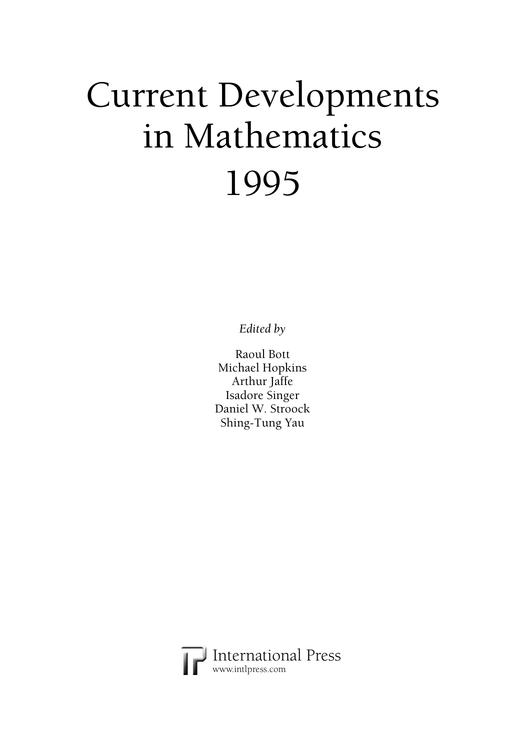# Current Developments in Mathematics 1995

*Edited by*

Raoul Bott
Michael Hopkins
Arthur Jaffe
Isadore Singer
Daniel W. Stroock
Shing-Tung Yau

International Press
www.intlpress.com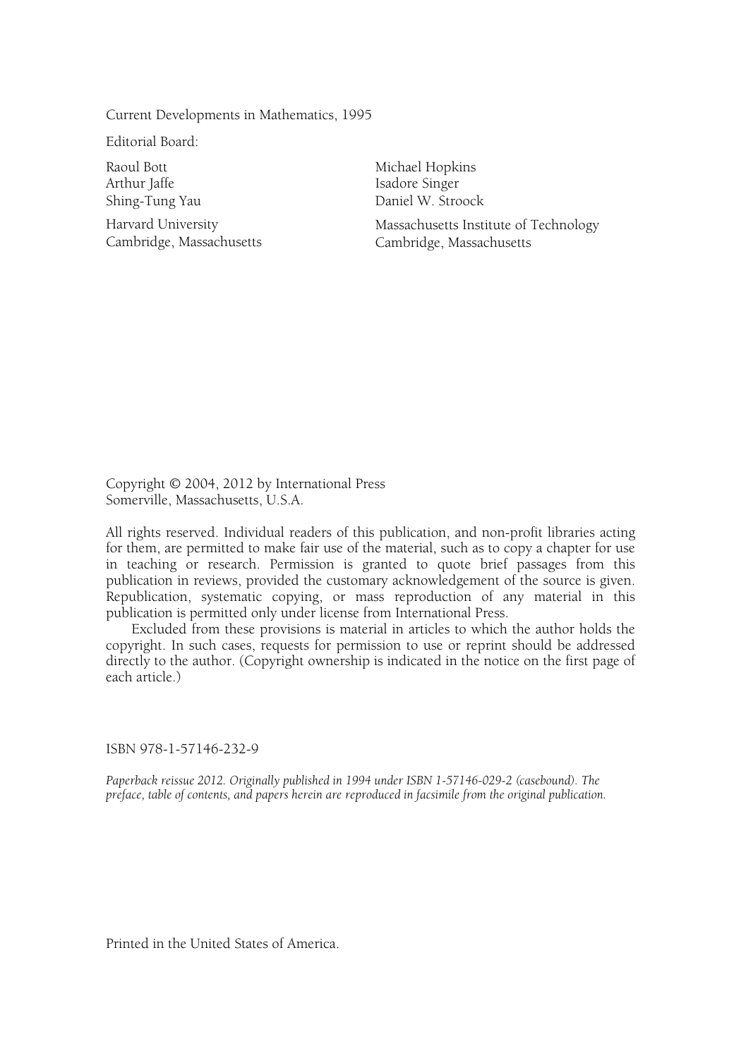Current Developments in Mathematics, 1995

Editorial Board:

Raoul Bott
Arthur Jaffe
Shing-Tung Yau

Harvard University
Cambridge, Massachusetts

Michael Hopkins
Isadore Singer
Daniel W. Stroock

Massachusetts Institute of Technology
Cambridge, Massachusetts

Copyright © 2004, 2012 by International Press
Somerville, Massachusetts, U.S.A.

All rights reserved. Individual readers of this publication, and non-profit libraries acting for them, are permitted to make fair use of the material, such as to copy a chapter for use in teaching or research. Permission is granted to quote brief passages from this publication in reviews, provided the customary acknowledgement of the source is given. Republication, systematic copying, or mass reproduction of any material in this publication is permitted only under license from International Press.

Excluded from these provisions is material in articles to which the author holds the copyright. In such cases, requests for permission to use or reprint should be addressed directly to the author. (Copyright ownership is indicated in the notice on the first page of each article.)

ISBN 978-1-57146-232-9

*Paperback reissue 2012. Originally published in 1994 under ISBN 1-57146-029-2 (casebound). The preface, table of contents, and papers herein are reproduced in facsimile from the original publication.*

Printed in the United States of America.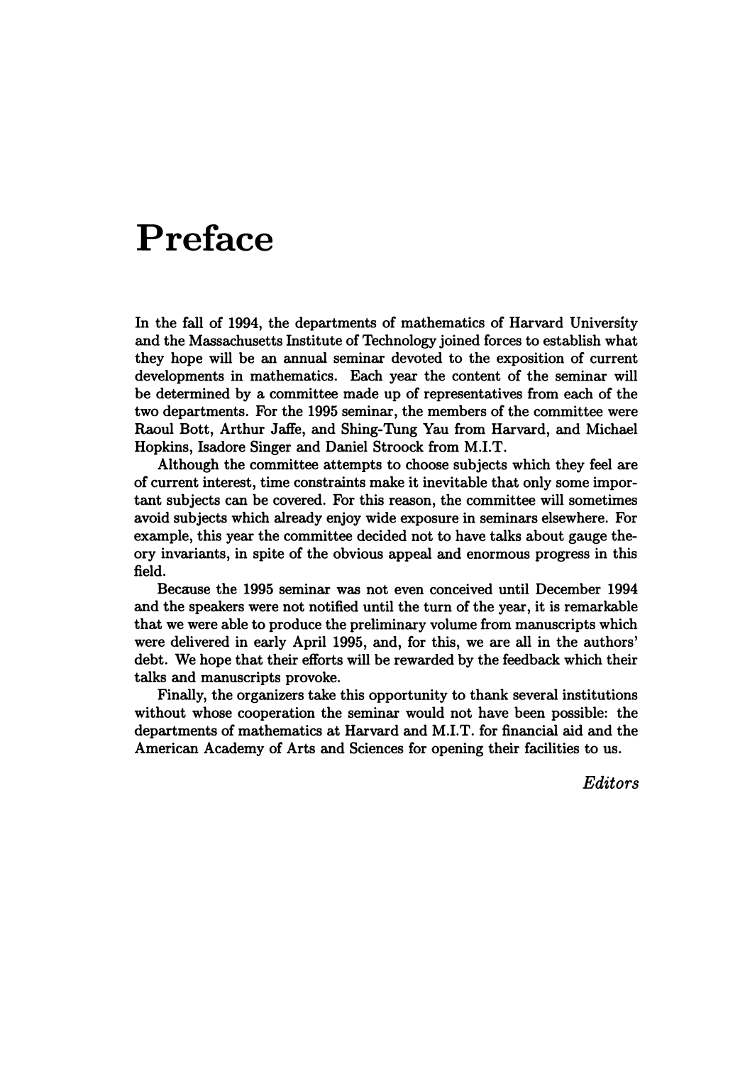# Preface

In the fall of 1994, the departments of mathematics of Harvard University and the Massachusetts Institute of Technology joined forces to establish what they hope will be an annual seminar devoted to the exposition of current developments in mathematics. Each year the content of the seminar will be determined by a committee made up of representatives from each of the two departments. For the 1995 seminar, the members of the committee were Raoul Bott, Arthur Jaffe, and Shing-Tung Yau from Harvard, and Michael Hopkins, Isadore Singer and Daniel Stroock from M.I.T.

Although the committee attempts to choose subjects which they feel are of current interest, time constraints make it inevitable that only some important subjects can be covered. For this reason, the committee will sometimes avoid subjects which already enjoy wide exposure in seminars elsewhere. For example, this year the committee decided not to have talks about gauge theory invariants, in spite of the obvious appeal and enormous progress in this field.

Because the 1995 seminar was not even conceived until December 1994 and the speakers were not notified until the turn of the year, it is remarkable that we were able to produce the preliminary volume from manuscripts which were delivered in early April 1995, and, for this, we are all in the authors' debt. We hope that their efforts will be rewarded by the feedback which their talks and manuscripts provoke.

Finally, the organizers take this opportunity to thank several institutions without whose cooperation the seminar would not have been possible: the departments of mathematics at Harvard and M.I.T. for financial aid and the American Academy of Arts and Sciences for opening their facilities to us.

*Editors*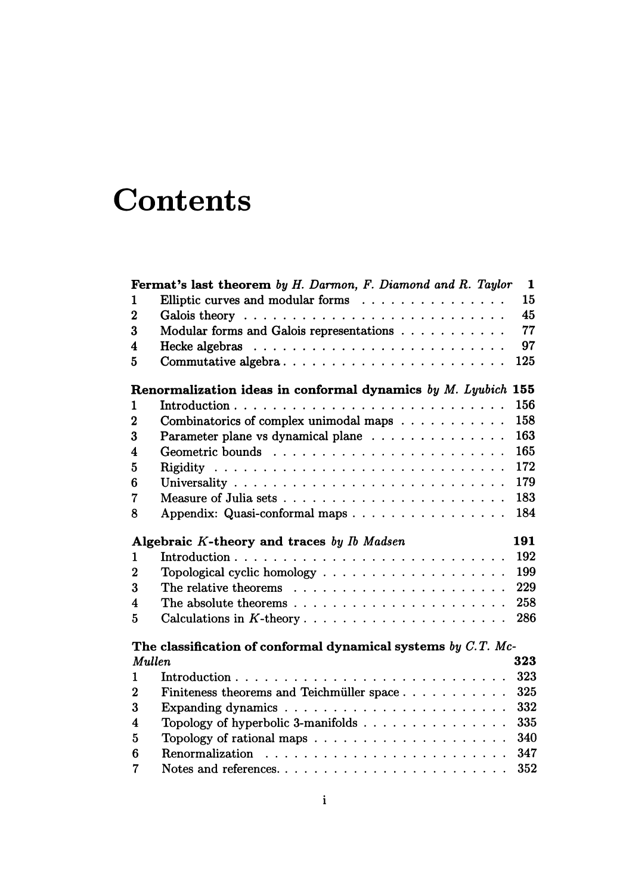# Contents

**Fermat's last theorem** *by H. Darmon, F. Diamond and R. Taylor* **1**

| | | |
|---|---|---|
| 1 | Elliptic curves and modular forms | 15 |
| 2 | Galois theory | 45 |
| 3 | Modular forms and Galois representations | 77 |
| 4 | Hecke algebras | 97 |
| 5 | Commutative algebra | 125 |

**Renormalization ideas in conformal dynamics** *by M. Lyubich* **155**

| | | |
|---|---|---|
| 1 | Introduction | 156 |
| 2 | Combinatorics of complex unimodal maps | 158 |
| 3 | Parameter plane vs dynamical plane | 163 |
| 4 | Geometric bounds | 165 |
| 5 | Rigidity | 172 |
| 6 | Universality | 179 |
| 7 | Measure of Julia sets | 183 |
| 8 | Appendix: Quasi-conformal maps | 184 |

**Algebraic $K$-theory and traces** *by Ib Madsen* **191**

| | | |
|---|---|---|
| 1 | Introduction | 192 |
| 2 | Topological cyclic homology | 199 |
| 3 | The relative theorems | 229 |
| 4 | The absolute theorems | 258 |
| 5 | Calculations in $K$-theory | 286 |

**The classification of conformal dynamical systems** *by C.T. McMullen* **323**

| | | |
|---|---|---|
| 1 | Introduction | 323 |
| 2 | Finiteness theorems and Teichmüller space | 325 |
| 3 | Expanding dynamics | 332 |
| 4 | Topology of hyperbolic 3-manifolds | 335 |
| 5 | Topology of rational maps | 340 |
| 6 | Renormalization | 347 |
| 7 | Notes and references | 352 |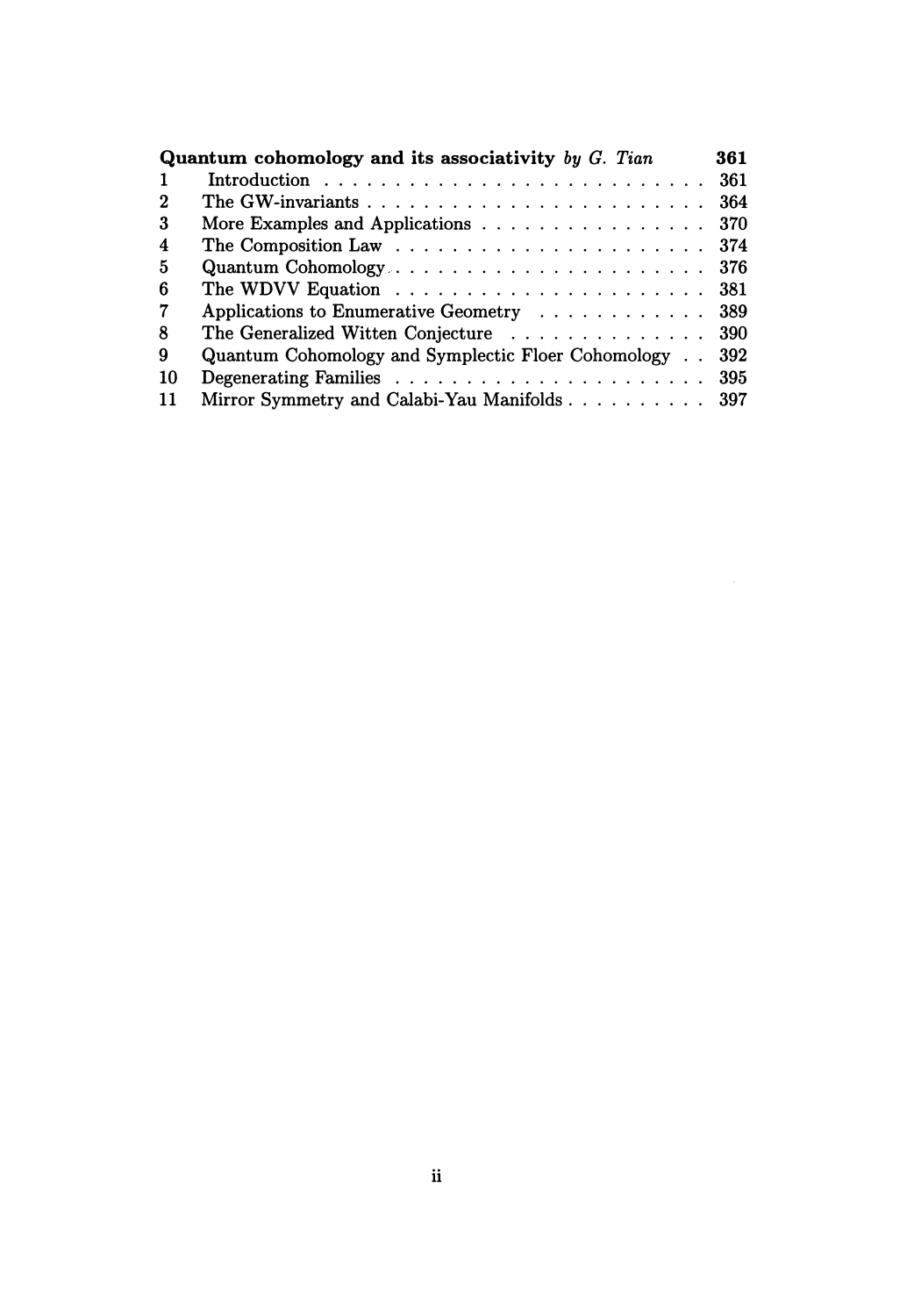**Quantum cohomology and its associativity** *by G. Tian* **361**

| | | |
|---|---|---|
| 1 | Introduction | 361 |
| 2 | The GW-invariants | 364 |
| 3 | More Examples and Applications | 370 |
| 4 | The Composition Law | 374 |
| 5 | Quantum Cohomology | 376 |
| 6 | The WDVV Equation | 381 |
| 7 | Applications to Enumerative Geometry | 389 |
| 8 | The Generalized Witten Conjecture | 390 |
| 9 | Quantum Cohomology and Symplectic Floer Cohomology | 392 |
| 10 | Degenerating Families | 395 |
| 11 | Mirror Symmetry and Calabi-Yau Manifolds | 397 |